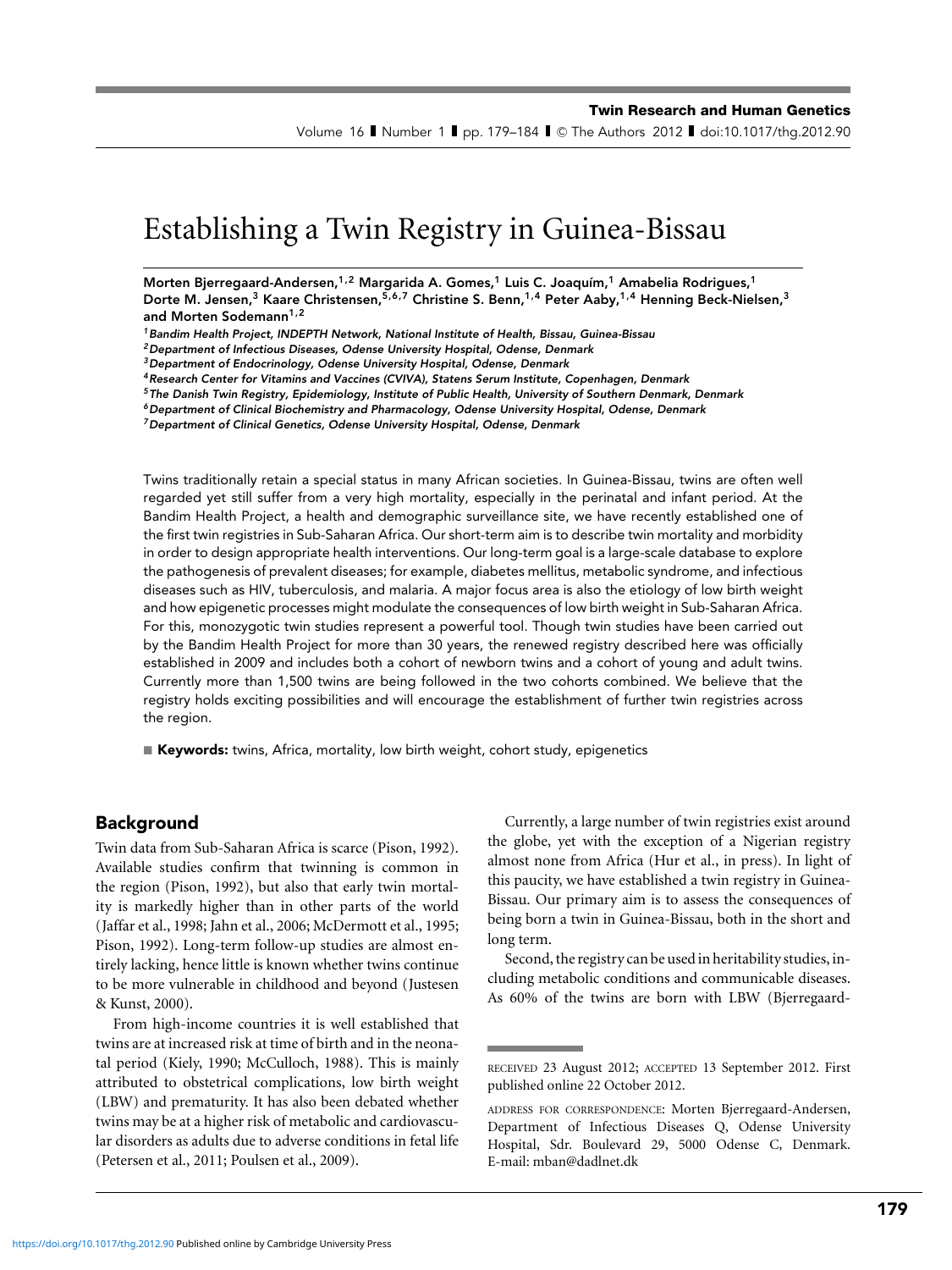# Establishing a Twin Registry in Guinea-Bissau

**Morten Bjerregaard-Andersen,[1,2] Margarida A. Gomes,[1] Luis C. Joaquím,[1] Amabelia Rodrigues,[1] Dorte M. Jensen,[3] Kaare Christensen,[5,6,7] Christine S. Benn,[1,4] Peter Aaby,[1,4] Henning Beck-Nielsen,[3] and Morten Sodemann[1,2]**

[1] *Bandim Health Project, INDEPTH Network, National Institute of Health, Bissau, Guinea-Bissau*
[2] *Department of Infectious Diseases, Odense University Hospital, Odense, Denmark*
[3] *Department of Endocrinology, Odense University Hospital, Odense, Denmark*
[4] *Research Center for Vitamins and Vaccines (CVIVA), Statens Serum Institute, Copenhagen, Denmark*
[5] *The Danish Twin Registry, Epidemiology, Institute of Public Health, University of Southern Denmark, Denmark*
[6] *Department of Clinical Biochemistry and Pharmacology, Odense University Hospital, Odense, Denmark*
[7] *Department of Clinical Genetics, Odense University Hospital, Odense, Denmark*

Twins traditionally retain a special status in many African societies. In Guinea-Bissau, twins are often well regarded yet still suffer from a very high mortality, especially in the perinatal and infant period. At the Bandim Health Project, a health and demographic surveillance site, we have recently established one of the first twin registries in Sub-Saharan Africa. Our short-term aim is to describe twin mortality and morbidity in order to design appropriate health interventions. Our long-term goal is a large-scale database to explore the pathogenesis of prevalent diseases; for example, diabetes mellitus, metabolic syndrome, and infectious diseases such as HIV, tuberculosis, and malaria. A major focus area is also the etiology of low birth weight and how epigenetic processes might modulate the consequences of low birth weight in Sub-Saharan Africa. For this, monozygotic twin studies represent a powerful tool. Though twin studies have been carried out by the Bandim Health Project for more than 30 years, the renewed registry described here was officially established in 2009 and includes both a cohort of newborn twins and a cohort of young and adult twins. Currently more than 1,500 twins are being followed in the two cohorts combined. We believe that the registry holds exciting possibilities and will encourage the establishment of further twin registries across the region.

**Keywords:** twins, Africa, mortality, low birth weight, cohort study, epigenetics

## Background

Twin data from Sub-Saharan Africa is scarce (Pison, 1992). Available studies confirm that twinning is common in the region (Pison, 1992), but also that early twin mortality is markedly higher than in other parts of the world (Jaffar et al., 1998; Jahn et al., 2006; McDermott et al., 1995; Pison, 1992). Long-term follow-up studies are almost entirely lacking, hence little is known whether twins continue to be more vulnerable in childhood and beyond (Justesen & Kunst, 2000).

From high-income countries it is well established that twins are at increased risk at time of birth and in the neonatal period (Kiely, 1990; McCulloch, 1988). This is mainly attributed to obstetrical complications, low birth weight (LBW) and prematurity. It has also been debated whether twins may be at a higher risk of metabolic and cardiovascular disorders as adults due to adverse conditions in fetal life (Petersen et al., 2011; Poulsen et al., 2009).

Currently, a large number of twin registries exist around the globe, yet with the exception of a Nigerian registry almost none from Africa (Hur et al., in press). In light of this paucity, we have established a twin registry in Guinea-Bissau. Our primary aim is to assess the consequences of being born a twin in Guinea-Bissau, both in the short and long term.

Second, the registry can be used in heritability studies, including metabolic conditions and communicable diseases. As 60% of the twins are born with LBW (Bjerregaard-

RECEIVED 23 August 2012; ACCEPTED 13 September 2012. First published online 22 October 2012.

ADDRESS FOR CORRESPONDENCE: Morten Bjerregaard-Andersen, Department of Infectious Diseases Q, Odense University Hospital, Sdr. Boulevard 29, 5000 Odense C, Denmark. E-mail: mban@dadlnet.dk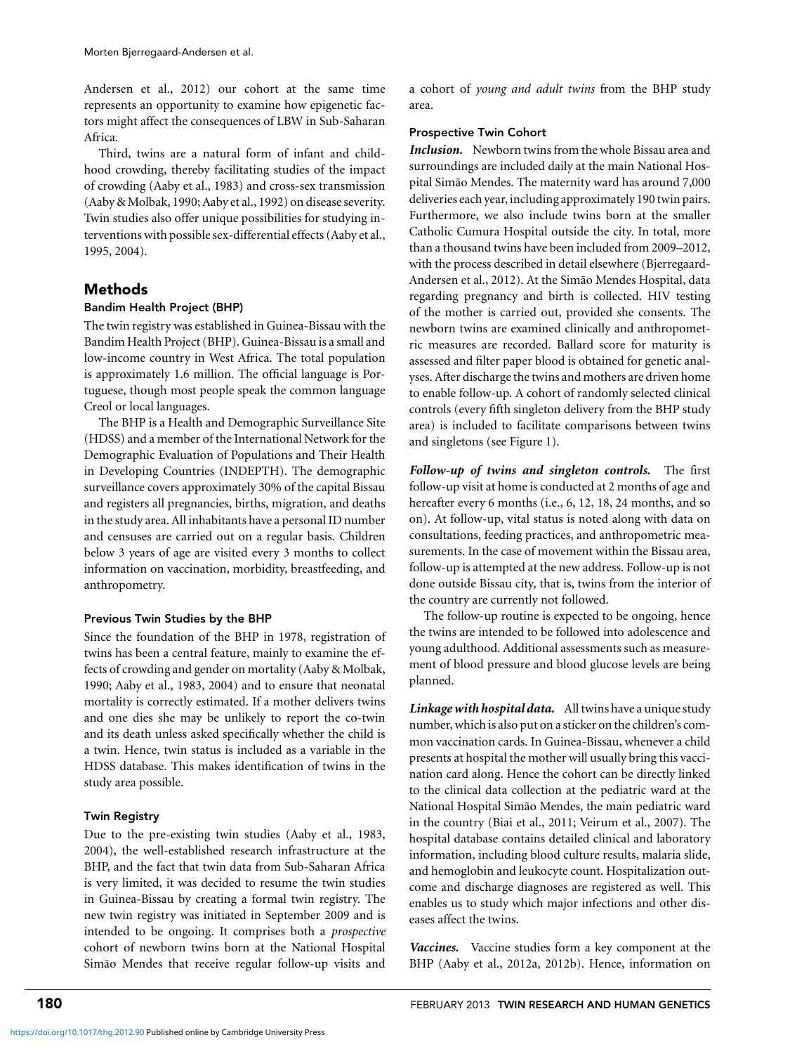Andersen et al., 2012) our cohort at the same time represents an opportunity to examine how epigenetic factors might affect the consequences of LBW in Sub-Saharan Africa.

Third, twins are a natural form of infant and childhood crowding, thereby facilitating studies of the impact of crowding (Aaby et al., 1983) and cross-sex transmission (Aaby & Molbak, 1990; Aaby et al., 1992) on disease severity. Twin studies also offer unique possibilities for studying interventions with possible sex-differential effects (Aaby et al., 1995, 2004).

## Methods

### Bandim Health Project (BHP)

The twin registry was established in Guinea-Bissau with the Bandim Health Project (BHP). Guinea-Bissau is a small and low-income country in West Africa. The total population is approximately 1.6 million. The official language is Portuguese, though most people speak the common language Creol or local languages.

The BHP is a Health and Demographic Surveillance Site (HDSS) and a member of the International Network for the Demographic Evaluation of Populations and Their Health in Developing Countries (INDEPTH). The demographic surveillance covers approximately 30% of the capital Bissau and registers all pregnancies, births, migration, and deaths in the study area. All inhabitants have a personal ID number and censuses are carried out on a regular basis. Children below 3 years of age are visited every 3 months to collect information on vaccination, morbidity, breastfeeding, and anthropometry.

### Previous Twin Studies by the BHP

Since the foundation of the BHP in 1978, registration of twins has been a central feature, mainly to examine the effects of crowding and gender on mortality (Aaby & Molbak, 1990; Aaby et al., 1983, 2004) and to ensure that neonatal mortality is correctly estimated. If a mother delivers twins and one dies she may be unlikely to report the co-twin and its death unless asked specifically whether the child is a twin. Hence, twin status is included as a variable in the HDSS database. This makes identification of twins in the study area possible.

### Twin Registry

Due to the pre-existing twin studies (Aaby et al., 1983, 2004), the well-established research infrastructure at the BHP, and the fact that twin data from Sub-Saharan Africa is very limited, it was decided to resume the twin studies in Guinea-Bissau by creating a formal twin registry. The new twin registry was initiated in September 2009 and is intended to be ongoing. It comprises both a *prospective* cohort of newborn twins born at the National Hospital Simão Mendes that receive regular follow-up visits and a cohort of *young and adult twins* from the BHP study area.

### Prospective Twin Cohort

***Inclusion.*** Newborn twins from the whole Bissau area and surroundings are included daily at the main National Hospital Simão Mendes. The maternity ward has around 7,000 deliveries each year, including approximately 190 twin pairs. Furthermore, we also include twins born at the smaller Catholic Cumura Hospital outside the city. In total, more than a thousand twins have been included from 2009–2012, with the process described in detail elsewhere (Bjerregaard-Andersen et al., 2012). At the Simão Mendes Hospital, data regarding pregnancy and birth is collected. HIV testing of the mother is carried out, provided she consents. The newborn twins are examined clinically and anthropometric measures are recorded. Ballard score for maturity is assessed and filter paper blood is obtained for genetic analyses. After discharge the twins and mothers are driven home to enable follow-up. A cohort of randomly selected clinical controls (every fifth singleton delivery from the BHP study area) is included to facilitate comparisons between twins and singletons (see Figure 1).

***Follow-up of twins and singleton controls.*** The first follow-up visit at home is conducted at 2 months of age and hereafter every 6 months (i.e., 6, 12, 18, 24 months, and so on). At follow-up, vital status is noted along with data on consultations, feeding practices, and anthropometric measurements. In the case of movement within the Bissau area, follow-up is attempted at the new address. Follow-up is not done outside Bissau city, that is, twins from the interior of the country are currently not followed.

The follow-up routine is expected to be ongoing, hence the twins are intended to be followed into adolescence and young adulthood. Additional assessments such as measurement of blood pressure and blood glucose levels are being planned.

***Linkage with hospital data.*** All twins have a unique study number, which is also put on a sticker on the children's common vaccination cards. In Guinea-Bissau, whenever a child presents at hospital the mother will usually bring this vaccination card along. Hence the cohort can be directly linked to the clinical data collection at the pediatric ward at the National Hospital Simão Mendes, the main pediatric ward in the country (Biai et al., 2011; Veirum et al., 2007). The hospital database contains detailed clinical and laboratory information, including blood culture results, malaria slide, and hemoglobin and leukocyte count. Hospitalization outcome and discharge diagnoses are registered as well. This enables us to study which major infections and other diseases affect the twins.

***Vaccines.*** Vaccine studies form a key component at the BHP (Aaby et al., 2012a, 2012b). Hence, information on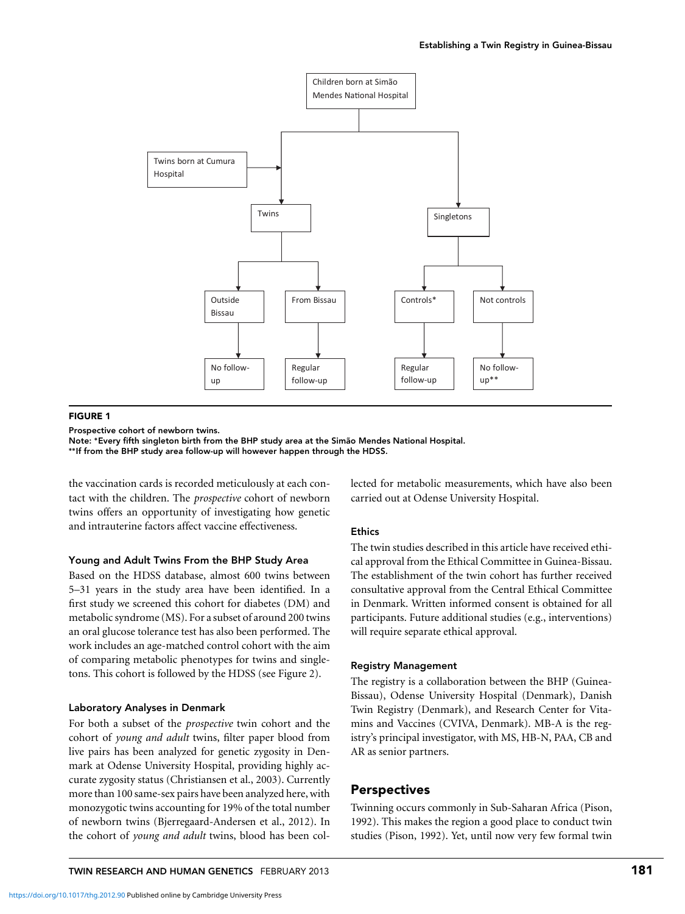**FIGURE 1**

Prospective cohort of newborn twins.
Note: *Every fifth singleton birth from the BHP study area at the Simão Mendes National Hospital.
**If from the BHP study area follow-up will however happen through the HDSS.

the vaccination cards is recorded meticulously at each contact with the children. The *prospective* cohort of newborn twins offers an opportunity of investigating how genetic and intrauterine factors affect vaccine effectiveness.

### Young and Adult Twins From the BHP Study Area

Based on the HDSS database, almost 600 twins between 5–31 years in the study area have been identified. In a first study we screened this cohort for diabetes (DM) and metabolic syndrome (MS). For a subset of around 200 twins an oral glucose tolerance test has also been performed. The work includes an age-matched control cohort with the aim of comparing metabolic phenotypes for twins and singletons. This cohort is followed by the HDSS (see Figure 2).

### Laboratory Analyses in Denmark

For both a subset of the *prospective* twin cohort and the cohort of *young and adult* twins, filter paper blood from live pairs has been analyzed for genetic zygosity in Denmark at Odense University Hospital, providing highly accurate zygosity status (Christiansen et al., 2003). Currently more than 100 same-sex pairs have been analyzed here, with monozygotic twins accounting for 19% of the total number of newborn twins (Bjerregaard-Andersen et al., 2012). In the cohort of *young and adult* twins, blood has been collected for metabolic measurements, which have also been carried out at Odense University Hospital.

### Ethics

The twin studies described in this article have received ethical approval from the Ethical Committee in Guinea-Bissau. The establishment of the twin cohort has further received consultative approval from the Central Ethical Committee in Denmark. Written informed consent is obtained for all participants. Future additional studies (e.g., interventions) will require separate ethical approval.

### Registry Management

The registry is a collaboration between the BHP (Guinea-Bissau), Odense University Hospital (Denmark), Danish Twin Registry (Denmark), and Research Center for Vitamins and Vaccines (CVIVA, Denmark). MB-A is the registry's principal investigator, with MS, HB-N, PAA, CB and AR as senior partners.

## Perspectives

Twinning occurs commonly in Sub-Saharan Africa (Pison, 1992). This makes the region a good place to conduct twin studies (Pison, 1992). Yet, until now very few formal twin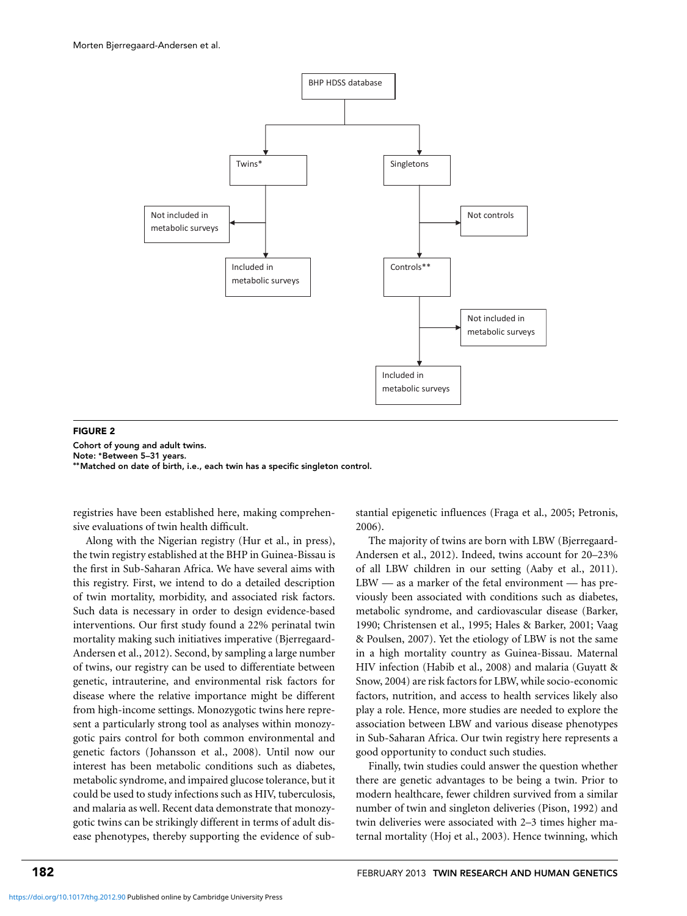BHP HDSS database

Twins*

Singletons

Not included in metabolic surveys

Included in metabolic surveys

Not controls

Controls**

Not included in metabolic surveys

Included in metabolic surveys

**FIGURE 2**

**Cohort of young and adult twins.**
**Note: *Between 5–31 years.**
****Matched on date of birth, i.e., each twin has a specific singleton control.**

registries have been established here, making comprehensive evaluations of twin health difficult.

Along with the Nigerian registry (Hur et al., in press), the twin registry established at the BHP in Guinea-Bissau is the first in Sub-Saharan Africa. We have several aims with this registry. First, we intend to do a detailed description of twin mortality, morbidity, and associated risk factors. Such data is necessary in order to design evidence-based interventions. Our first study found a 22% perinatal twin mortality making such initiatives imperative (Bjerregaard-Andersen et al., 2012). Second, by sampling a large number of twins, our registry can be used to differentiate between genetic, intrauterine, and environmental risk factors for disease where the relative importance might be different from high-income settings. Monozygotic twins here represent a particularly strong tool as analyses within monozygotic pairs control for both common environmental and genetic factors (Johansson et al., 2008). Until now our interest has been metabolic conditions such as diabetes, metabolic syndrome, and impaired glucose tolerance, but it could be used to study infections such as HIV, tuberculosis, and malaria as well. Recent data demonstrate that monozygotic twins can be strikingly different in terms of adult disease phenotypes, thereby supporting the evidence of substantial epigenetic influences (Fraga et al., 2005; Petronis, 2006).

The majority of twins are born with LBW (Bjerregaard-Andersen et al., 2012). Indeed, twins account for 20–23% of all LBW children in our setting (Aaby et al., 2011). LBW — as a marker of the fetal environment — has previously been associated with conditions such as diabetes, metabolic syndrome, and cardiovascular disease (Barker, 1990; Christensen et al., 1995; Hales & Barker, 2001; Vaag & Poulsen, 2007). Yet the etiology of LBW is not the same in a high mortality country as Guinea-Bissau. Maternal HIV infection (Habib et al., 2008) and malaria (Guyatt & Snow, 2004) are risk factors for LBW, while socio-economic factors, nutrition, and access to health services likely also play a role. Hence, more studies are needed to explore the association between LBW and various disease phenotypes in Sub-Saharan Africa. Our twin registry here represents a good opportunity to conduct such studies.

Finally, twin studies could answer the question whether there are genetic advantages to be being a twin. Prior to modern healthcare, fewer children survived from a similar number of twin and singleton deliveries (Pison, 1992) and twin deliveries were associated with 2–3 times higher maternal mortality (Hoj et al., 2003). Hence twinning, which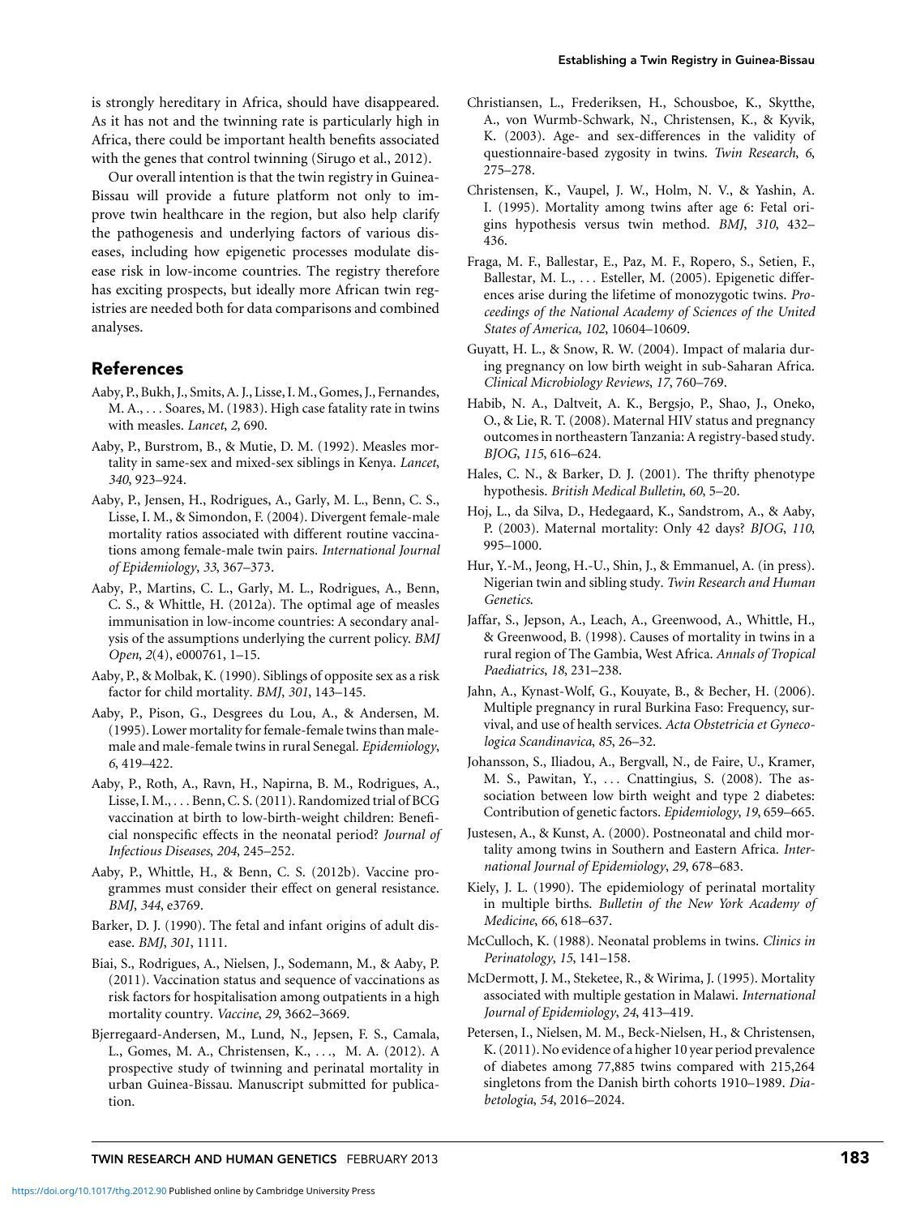is strongly hereditary in Africa, should have disappeared. As it has not and the twinning rate is particularly high in Africa, there could be important health benefits associated with the genes that control twinning (Sirugo et al., 2012).

Our overall intention is that the twin registry in Guinea-Bissau will provide a future platform not only to improve twin healthcare in the region, but also help clarify the pathogenesis and underlying factors of various diseases, including how epigenetic processes modulate disease risk in low-income countries. The registry therefore has exciting prospects, but ideally more African twin registries are needed both for data comparisons and combined analyses.

## References

Aaby, P., Bukh, J., Smits, A. J., Lisse, I. M., Gomes, J., Fernandes, M. A., . . . Soares, M. (1983). High case fatality rate in twins with measles. *Lancet*, *2*, 690.

Aaby, P., Burstrom, B., & Mutie, D. M. (1992). Measles mortality in same-sex and mixed-sex siblings in Kenya. *Lancet*, *340*, 923–924.

Aaby, P., Jensen, H., Rodrigues, A., Garly, M. L., Benn, C. S., Lisse, I. M., & Simondon, F. (2004). Divergent female-male mortality ratios associated with different routine vaccinations among female-male twin pairs. *International Journal of Epidemiology*, *33*, 367–373.

Aaby, P., Martins, C. L., Garly, M. L., Rodrigues, A., Benn, C. S., & Whittle, H. (2012a). The optimal age of measles immunisation in low-income countries: A secondary analysis of the assumptions underlying the current policy. *BMJ Open*, *2*(4), e000761, 1–15.

Aaby, P., & Molbak, K. (1990). Siblings of opposite sex as a risk factor for child mortality. *BMJ*, *301*, 143–145.

Aaby, P., Pison, G., Desgrees du Lou, A., & Andersen, M. (1995). Lower mortality for female-female twins than male-male and male-female twins in rural Senegal. *Epidemiology*, *6*, 419–422.

Aaby, P., Roth, A., Ravn, H., Napirna, B. M., Rodrigues, A., Lisse, I. M., . . . Benn, C. S. (2011). Randomized trial of BCG vaccination at birth to low-birth-weight children: Beneficial nonspecific effects in the neonatal period? *Journal of Infectious Diseases*, *204*, 245–252.

Aaby, P., Whittle, H., & Benn, C. S. (2012b). Vaccine programmes must consider their effect on general resistance. *BMJ*, *344*, e3769.

Barker, D. J. (1990). The fetal and infant origins of adult disease. *BMJ*, *301*, 1111.

Biai, S., Rodrigues, A., Nielsen, J., Sodemann, M., & Aaby, P. (2011). Vaccination status and sequence of vaccinations as risk factors for hospitalisation among outpatients in a high mortality country. *Vaccine*, *29*, 3662–3669.

Bjerregaard-Andersen, M., Lund, N., Jepsen, F. S., Camala, L., Gomes, M. A., Christensen, K., . . . , M. A. (2012). A prospective study of twinning and perinatal mortality in urban Guinea-Bissau. Manuscript submitted for publication.

Christiansen, L., Frederiksen, H., Schousboe, K., Skytthe, A., von Wurmb-Schwark, N., Christensen, K., & Kyvik, K. (2003). Age- and sex-differences in the validity of questionnaire-based zygosity in twins. *Twin Research*, *6*, 275–278.

Christensen, K., Vaupel, J. W., Holm, N. V., & Yashin, A. I. (1995). Mortality among twins after age 6: Fetal origins hypothesis versus twin method. *BMJ*, *310*, 432–436.

Fraga, M. F., Ballestar, E., Paz, M. F., Ropero, S., Setien, F., Ballestar, M. L., . . . Esteller, M. (2005). Epigenetic differences arise during the lifetime of monozygotic twins. *Proceedings of the National Academy of Sciences of the United States of America*, *102*, 10604–10609.

Guyatt, H. L., & Snow, R. W. (2004). Impact of malaria during pregnancy on low birth weight in sub-Saharan Africa. *Clinical Microbiology Reviews*, *17*, 760–769.

Habib, N. A., Daltveit, A. K., Bergsjo, P., Shao, J., Oneko, O., & Lie, R. T. (2008). Maternal HIV status and pregnancy outcomes in northeastern Tanzania: A registry-based study. *BJOG*, *115*, 616–624.

Hales, C. N., & Barker, D. J. (2001). The thrifty phenotype hypothesis. *British Medical Bulletin*, *60*, 5–20.

Hoj, L., da Silva, D., Hedegaard, K., Sandstrom, A., & Aaby, P. (2003). Maternal mortality: Only 42 days? *BJOG*, *110*, 995–1000.

Hur, Y.-M., Jeong, H.-U., Shin, J., & Emmanuel, A. (in press). Nigerian twin and sibling study. *Twin Research and Human Genetics*.

Jaffar, S., Jepson, A., Leach, A., Greenwood, A., Whittle, H., & Greenwood, B. (1998). Causes of mortality in twins in a rural region of The Gambia, West Africa. *Annals of Tropical Paediatrics*, *18*, 231–238.

Jahn, A., Kynast-Wolf, G., Kouyate, B., & Becher, H. (2006). Multiple pregnancy in rural Burkina Faso: Frequency, survival, and use of health services. *Acta Obstetricia et Gynecologica Scandinavica*, *85*, 26–32.

Johansson, S., Iliadou, A., Bergvall, N., de Faire, U., Kramer, M. S., Pawitan, Y., . . . Cnattingius, S. (2008). The association between low birth weight and type 2 diabetes: Contribution of genetic factors. *Epidemiology*, *19*, 659–665.

Justesen, A., & Kunst, A. (2000). Postneonatal and child mortality among twins in Southern and Eastern Africa. *International Journal of Epidemiology*, *29*, 678–683.

Kiely, J. L. (1990). The epidemiology of perinatal mortality in multiple births. *Bulletin of the New York Academy of Medicine*, *66*, 618–637.

McCulloch, K. (1988). Neonatal problems in twins. *Clinics in Perinatology*, *15*, 141–158.

McDermott, J. M., Steketee, R., & Wirima, J. (1995). Mortality associated with multiple gestation in Malawi. *International Journal of Epidemiology*, *24*, 413–419.

Petersen, I., Nielsen, M. M., Beck-Nielsen, H., & Christensen, K. (2011). No evidence of a higher 10 year period prevalence of diabetes among 77,885 twins compared with 215,264 singletons from the Danish birth cohorts 1910–1989. *Diabetologia*, *54*, 2016–2024.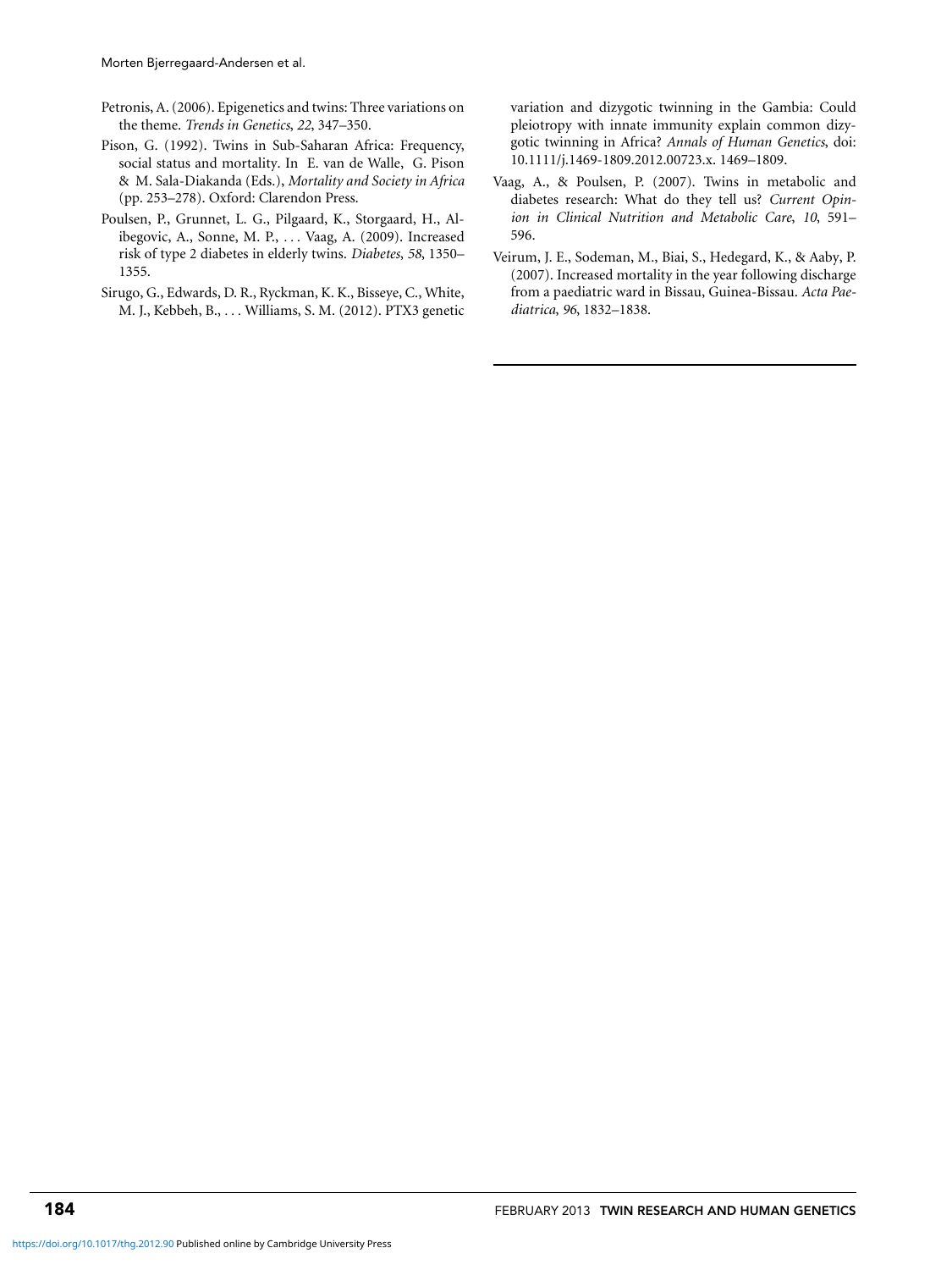Petronis, A. (2006). Epigenetics and twins: Three variations on the theme. *Trends in Genetics*, *22*, 347–350.

Pison, G. (1992). Twins in Sub-Saharan Africa: Frequency, social status and mortality. In E. van de Walle, G. Pison & M. Sala-Diakanda (Eds.), *Mortality and Society in Africa* (pp. 253–278). Oxford: Clarendon Press.

Poulsen, P., Grunnet, L. G., Pilgaard, K., Storgaard, H., Alibegovic, A., Sonne, M. P., . . . Vaag, A. (2009). Increased risk of type 2 diabetes in elderly twins. *Diabetes*, *58*, 1350–1355.

Sirugo, G., Edwards, D. R., Ryckman, K. K., Bisseye, C., White, M. J., Kebbeh, B., . . . Williams, S. M. (2012). PTX3 genetic variation and dizygotic twinning in the Gambia: Could pleiotropy with innate immunity explain common dizygotic twinning in Africa? *Annals of Human Genetics*, doi: 10.1111/j.1469-1809.2012.00723.x. 1469–1809.

Vaag, A., & Poulsen, P. (2007). Twins in metabolic and diabetes research: What do they tell us? *Current Opinion in Clinical Nutrition and Metabolic Care*, *10*, 591–596.

Veirum, J. E., Sodeman, M., Biai, S., Hedegard, K., & Aaby, P. (2007). Increased mortality in the year following discharge from a paediatric ward in Bissau, Guinea-Bissau. *Acta Paediatrica*, *96*, 1832–1838.